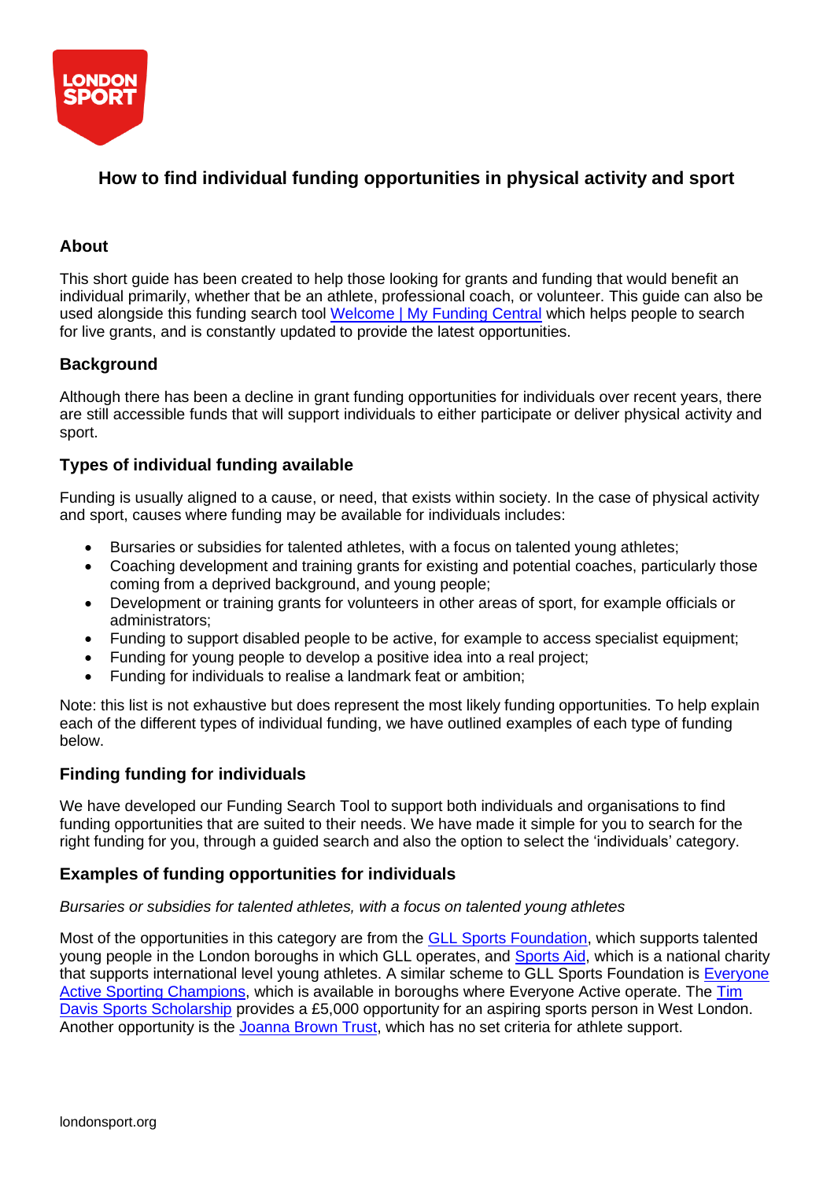# How to find individual funding opportunities in physical activity and sport

## About

This short guide has been created to help those looking for grants and funding that would benefit an individual primarily, whether that be an athlete, professional coach, or volunteer. This guide can also be used alongside this funding search tool Welcome | My Funding Central which helps people to search for live grants, and is constantly updated to provide the latest opportunities.

## Background

Although there has been a decline in grant funding opportunities for individuals over recent years, there are still accessible funds that will support individuals to either participate or deliver physical activity and sport.

## Types of individual funding available

Funding is usually aligned to a cause, or need, that exists within society. In the case of physical activity and sport, causes where funding may be available for individuals includes:

- Bursaries or subsidies for talented athletes, with a focus on talented young athletes;
- Coaching development and training grants for existing and potential coaches, particularly those coming from a deprived background, and young people;
- Development or training grants for volunteers in other areas of sport, for example officials or administrators;
- Funding to support disabled people to be active, for example to access specialist equipment;
- Funding for young people to develop a positive idea into a real project;
- Funding for individuals to realise a landmark feat or ambition;

Note: this list is not exhaustive but does represent the most likely funding opportunities. To help explain each of the different types of individual funding, we have outlined examples of each type of funding below.

## Finding funding for individuals

We have developed our Funding Search Tool to support both individuals and organisations to find funding opportunities that are suited to their needs. We have made it simple for you to search for the right funding for you, through a guided search and also the option to select the 'individuals' category.

## Examples of funding opportunities for individuals

*Bursaries or subsidies for talented athletes, with a focus on talented young athletes*

Most of the opportunities in this category are from the GLL Sports Foundation, which supports talented young people in the London boroughs in which GLL operates, and Sports Aid, which is a national charity that supports international level young athletes. A similar scheme to GLL Sports Foundation is Everyone Active Sporting Champions, which is available in boroughs where Everyone Active operate. The Tim Davis Sports Scholarship provides a £5,000 opportunity for an aspiring sports person in West London. Another opportunity is the Joanna Brown Trust, which has no set criteria for athlete support.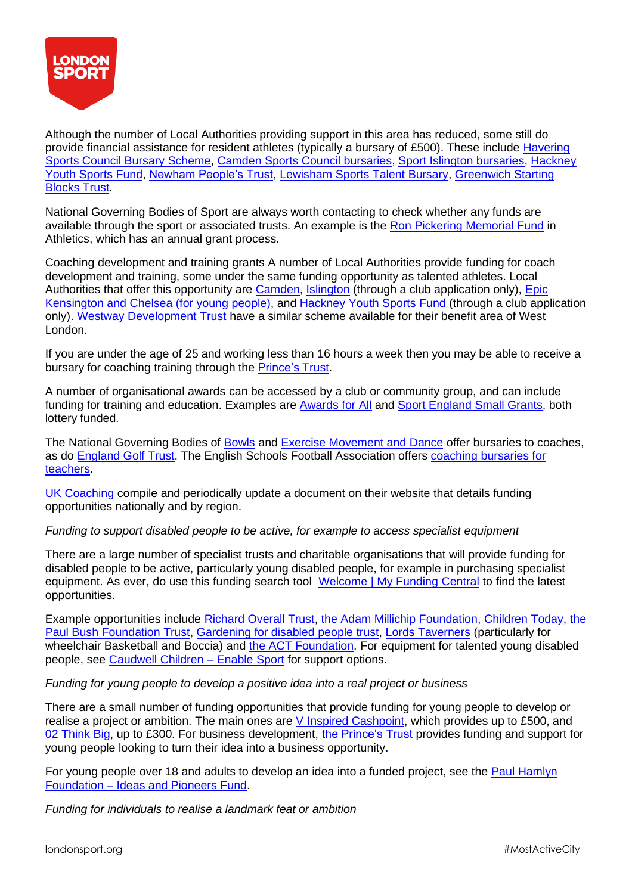Although the number of Local Authorities providing support in this area has reduced, some still do provide financial assistance for resident athletes (typically a bursary of £500). These include Havering Sports Council Bursary Scheme, Camden Sports Council bursaries, Sport Islington bursaries, Hackney Youth Sports Fund, Newham People's Trust, Lewisham Sports Talent Bursary, Greenwich Starting Blocks Trust.

National Governing Bodies of Sport are always worth contacting to check whether any funds are available through the sport or associated trusts. An example is the Ron Pickering Memorial Fund in Athletics, which has an annual grant process.

Coaching development and training grants A number of Local Authorities provide funding for coach development and training, some under the same funding opportunity as talented athletes. Local Authorities that offer this opportunity are Camden, Islington (through a club application only), Epic Kensington and Chelsea (for young people), and Hackney Youth Sports Fund (through a club application only). Westway Development Trust have a similar scheme available for their benefit area of West London.

If you are under the age of 25 and working less than 16 hours a week then you may be able to receive a bursary for coaching training through the Prince's Trust.

A number of organisational awards can be accessed by a club or community group, and can include funding for training and education. Examples are Awards for All and Sport England Small Grants, both lottery funded.

The National Governing Bodies of Bowls and Exercise Movement and Dance offer bursaries to coaches, as do England Golf Trust. The English Schools Football Association offers coaching bursaries for teachers.

UK Coaching compile and periodically update a document on their website that details funding opportunities nationally and by region.

*Funding to support disabled people to be active, for example to access specialist equipment*

There are a large number of specialist trusts and charitable organisations that will provide funding for disabled people to be active, particularly young disabled people, for example in purchasing specialist equipment. As ever, do use this funding search tool Welcome | My Funding Central to find the latest opportunities.

Example opportunities include Richard Overall Trust, the Adam Millichip Foundation, Children Today, the Paul Bush Foundation Trust, Gardening for disabled people trust, Lords Taverners (particularly for wheelchair Basketball and Boccia) and the ACT Foundation. For equipment for talented young disabled people, see Caudwell Children – Enable Sport for support options.

*Funding for young people to develop a positive idea into a real project or business*

There are a small number of funding opportunities that provide funding for young people to develop or realise a project or ambition. The main ones are V Inspired Cashpoint, which provides up to £500, and 02 Think Big, up to £300. For business development, the Prince's Trust provides funding and support for young people looking to turn their idea into a business opportunity.

For young people over 18 and adults to develop an idea into a funded project, see the Paul Hamlyn Foundation – Ideas and Pioneers Fund.

*Funding for individuals to realise a landmark feat or ambition*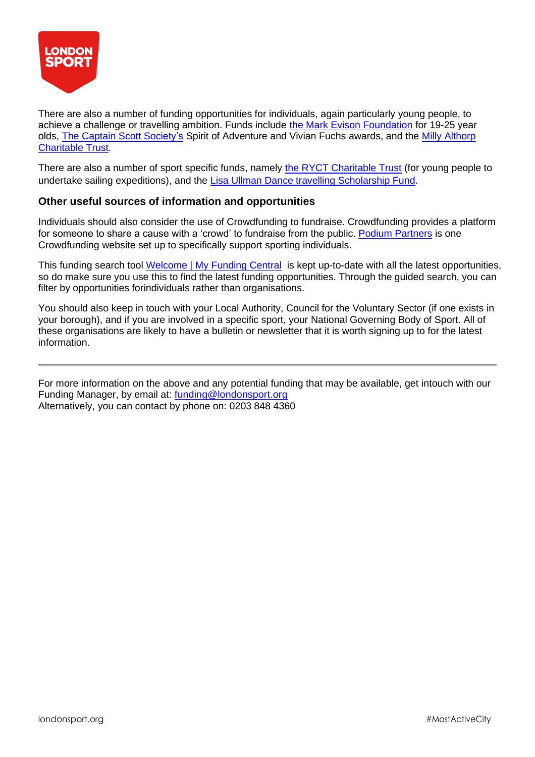There are also a number of funding opportunities for individuals, again particularly young people, to achieve a challenge or travelling ambition. Funds include the Mark Evison Foundation for 19-25 year olds, The Captain Scott Society's Spirit of Adventure and Vivian Fuchs awards, and the Milly Althorp Charitable Trust.

There are also a number of sport specific funds, namely the RYCT Charitable Trust (for young people to undertake sailing expeditions), and the Lisa Ullman Dance travelling Scholarship Fund.

### Other useful sources of information and opportunities

Individuals should also consider the use of Crowdfunding to fundraise. Crowdfunding provides a platform for someone to share a cause with a 'crowd' to fundraise from the public. Podium Partners is one Crowdfunding website set up to specifically support sporting individuals.

This funding search tool Welcome | My Funding Central is kept up-to-date with all the latest opportunities, so do make sure you use this to find the latest funding opportunities. Through the guided search, you can filter by opportunities forindividuals rather than organisations.

You should also keep in touch with your Local Authority, Council for the Voluntary Sector (if one exists in your borough), and if you are involved in a specific sport, your National Governing Body of Sport. All of these organisations are likely to have a bulletin or newsletter that it is worth signing up to for the latest information.

---

For more information on the above and any potential funding that may be available, get intouch with our Funding Manager, by email at: funding@londonsport.org
Alternatively, you can contact by phone on: 0203 848 4360